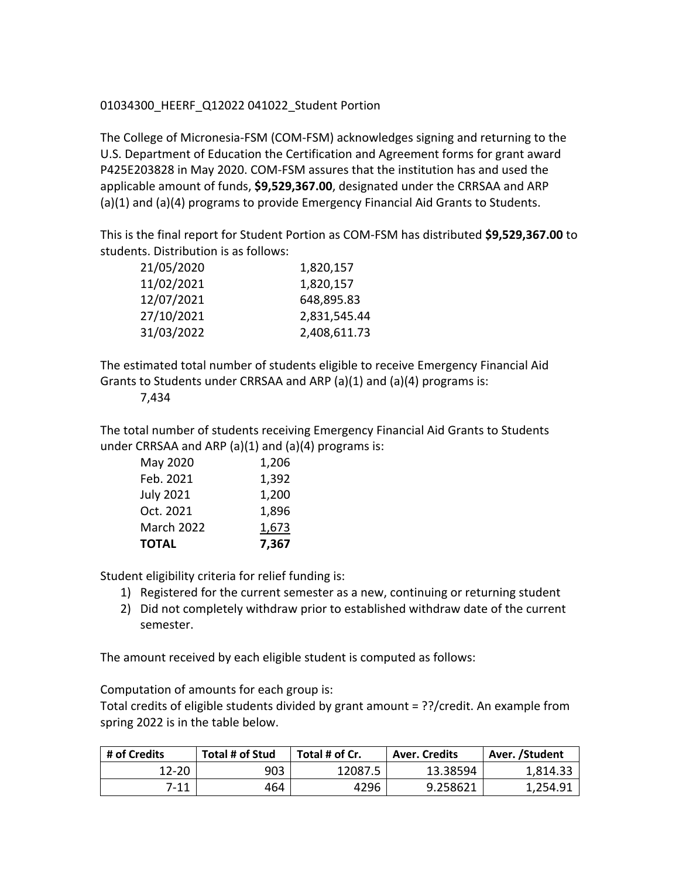01034300_HEERF_Q12022 041022_Student Portion

The College of Micronesia-FSM (COM-FSM) acknowledges signing and returning to the U.S. Department of Education the Certification and Agreement forms for grant award P425E203828 in May 2020. COM-FSM assures that the institution has and used the applicable amount of funds, **$9,529,367.00**, designated under the CRRSAA and ARP (a)(1) and (a)(4) programs to provide Emergency Financial Aid Grants to Students.

This is the final report for Student Portion as COM-FSM has distributed **$9,529,367.00** to students. Distribution is as follows:

| | |
|---|---|
| 21/05/2020 | 1,820,157 |
| 11/02/2021 | 1,820,157 |
| 12/07/2021 | 648,895.83 |
| 27/10/2021 | 2,831,545.44 |
| 31/03/2022 | 2,408,611.73 |

The estimated total number of students eligible to receive Emergency Financial Aid Grants to Students under CRRSAA and ARP (a)(1) and (a)(4) programs is:

7,434

The total number of students receiving Emergency Financial Aid Grants to Students under CRRSAA and ARP (a)(1) and (a)(4) programs is:

| | |
|---|---|
| May 2020 | 1,206 |
| Feb. 2021 | 1,392 |
| July 2021 | 1,200 |
| Oct. 2021 | 1,896 |
| March 2022 | 1,673 |
| **TOTAL** | **7,367** |

Student eligibility criteria for relief funding is:

1) Registered for the current semester as a new, continuing or returning student
2) Did not completely withdraw prior to established withdraw date of the current semester.

The amount received by each eligible student is computed as follows:

Computation of amounts for each group is:
Total credits of eligible students divided by grant amount = ??/credit. An example from spring 2022 is in the table below.

| # of Credits | Total # of Stud | Total # of Cr. | Aver. Credits | Aver. /Student |
|---|---|---|---|---|
| 12-20 | 903 | 12087.5 | 13.38594 | 1,814.33 |
| 7-11 | 464 | 4296 | 9.258621 | 1,254.91 |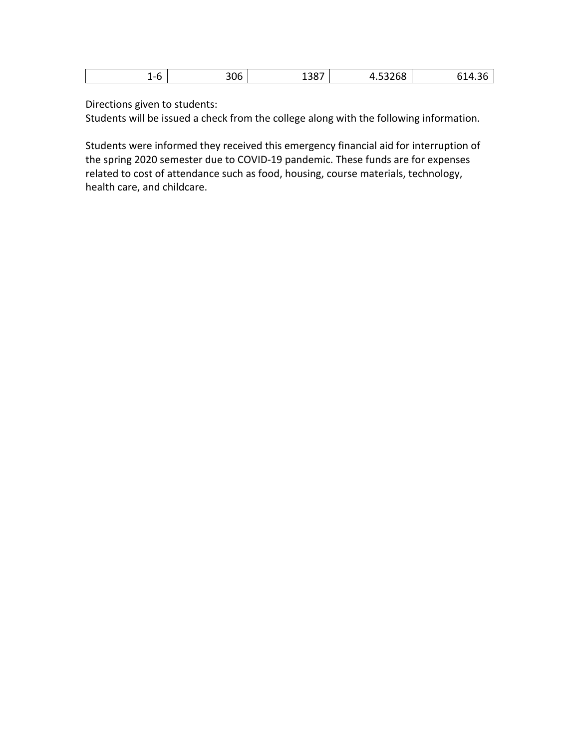| | | | | |
|---|---|---|---|---|
| 1-6 | 306 | 1387 | 4.53268 | 614.36 |

Directions given to students:
Students will be issued a check from the college along with the following information.

Students were informed they received this emergency financial aid for interruption of the spring 2020 semester due to COVID-19 pandemic. These funds are for expenses related to cost of attendance such as food, housing, course materials, technology, health care, and childcare.